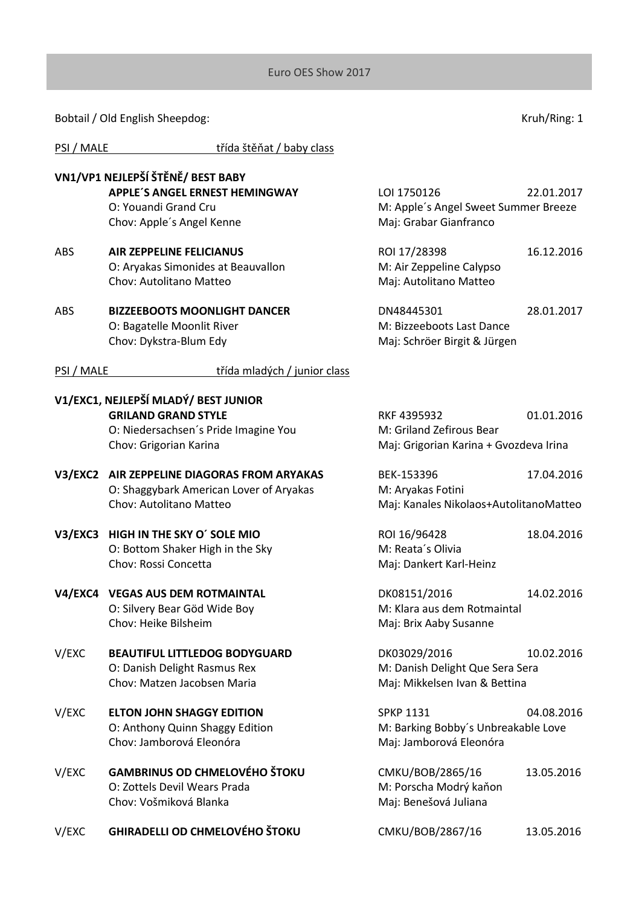# Euro OES Show 2017

Bobtail / Old English Sheepdog: Kruh/Ring: 1

PSI / MALE třída štěňat / baby class

**VN1/VP1 NEJLEPŠÍ ŠTĚNĚ/ BEST BABY**

| | | | |
|---|---|---|---|
| | **APPLE´S ANGEL ERNEST HEMINGWAY** | LOI 1750126 | 22.01.2017 |
| | O: Youandi Grand Cru | M: Apple´s Angel Sweet Summer Breeze | |
| | Chov: Apple´s Angel Kenne | Maj: Grabar Gianfranco | |
| ABS | **AIR ZEPPELINE FELICIANUS** | ROI 17/28398 | 16.12.2016 |
| | O: Aryakas Simonides at Beauvallon | M: Air Zeppeline Calypso | |
| | Chov: Autolitano Matteo | Maj: Autolitano Matteo | |
| ABS | **BIZZEEBOOTS MOONLIGHT DANCER** | DN48445301 | 28.01.2017 |
| | O: Bagatelle Moonlit River | M: Bizzeeboots Last Dance | |
| | Chov: Dykstra-Blum Edy | Maj: Schröer Birgit & Jürgen | |

PSI / MALE třída mladých / junior class

**V1/EXC1, NEJLEPŠÍ MLADÝ/ BEST JUNIOR**

| | | | |
|---|---|---|---|
| | **GRILAND GRAND STYLE** | RKF 4395932 | 01.01.2016 |
| | O: Niedersachsen´s Pride Imagine You | M: Griland Zefirous Bear | |
| | Chov: Grigorian Karina | Maj: Grigorian Karina + Gvozdeva Irina | |
| **V3/EXC2** | **AIR ZEPPELINE DIAGORAS FROM ARYAKAS** | BEK-153396 | 17.04.2016 |
| | O: Shaggybark American Lover of Aryakas | M: Aryakas Fotini | |
| | Chov: Autolitano Matteo | Maj: Kanales Nikolaos+AutolitanoMatteo | |
| **V3/EXC3** | **HIGH IN THE SKY O´ SOLE MIO** | ROI 16/96428 | 18.04.2016 |
| | O: Bottom Shaker High in the Sky | M: Reata´s Olivia | |
| | Chov: Rossi Concetta | Maj: Dankert Karl-Heinz | |
| **V4/EXC4** | **VEGAS AUS DEM ROTMAINTAL** | DK08151/2016 | 14.02.2016 |
| | O: Silvery Bear Göd Wide Boy | M: Klara aus dem Rotmaintal | |
| | Chov: Heike Bilsheim | Maj: Brix Aaby Susanne | |
| V/EXC | **BEAUTIFUL LITTLEDOG BODYGUARD** | DK03029/2016 | 10.02.2016 |
| | O: Danish Delight Rasmus Rex | M: Danish Delight Que Sera Sera | |
| | Chov: Matzen Jacobsen Maria | Maj: Mikkelsen Ivan & Bettina | |
| V/EXC | **ELTON JOHN SHAGGY EDITION** | SPKP 1131 | 04.08.2016 |
| | O: Anthony Quinn Shaggy Edition | M: Barking Bobby´s Unbreakable Love | |
| | Chov: Jamborová Eleonóra | Maj: Jamborová Eleonóra | |
| V/EXC | **GAMBRINUS OD CHMELOVÉHO ŠTOKU** | CMKU/BOB/2865/16 | 13.05.2016 |
| | O: Zottels Devil Wears Prada | M: Porscha Modrý kaňon | |
| | Chov: Vošmiková Blanka | Maj: Benešová Juliana | |
| V/EXC | **GHIRADELLI OD CHMELOVÉHO ŠTOKU** | CMKU/BOB/2867/16 | 13.05.2016 |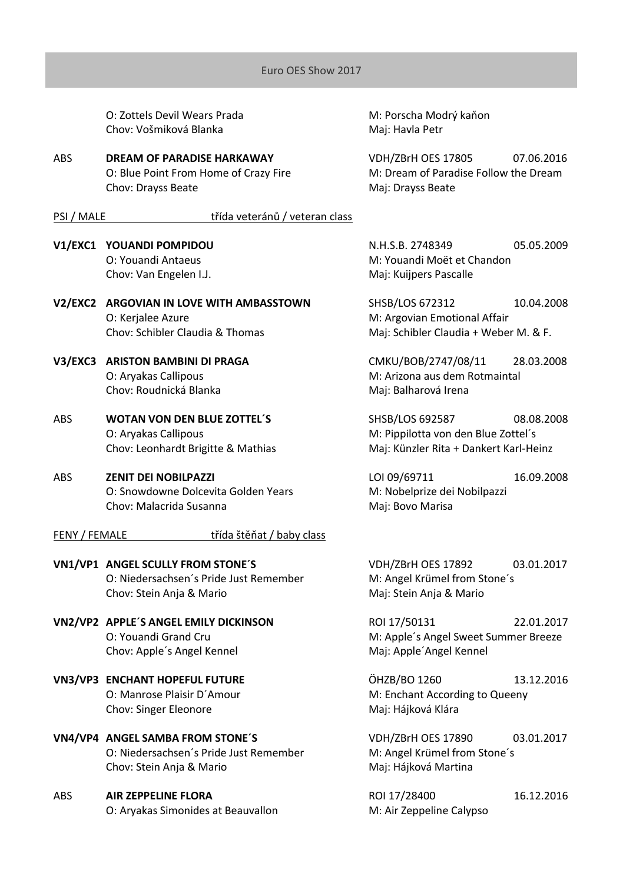O: Zottels Devil Wears Prada — M: Porscha Modrý kaňon
Chov: Vošmiková Blanka — Maj: Havla Petr

ABS **DREAM OF PARADISE HARKAWAY** — VDH/ZBrH OES 17805 — 07.06.2016
O: Blue Point From Home of Crazy Fire — M: Dream of Paradise Follow the Dream
Chov: Drayss Beate — Maj: Drayss Beate

PSI / MALE — třída veteránů / veteran class

**V1/EXC1 YOUANDI POMPIDOU** — N.H.S.B. 2748349 — 05.05.2009
O: Youandi Antaeus — M: Youandi Moët et Chandon
Chov: Van Engelen I.J. — Maj: Kuijpers Pascalle

**V2/EXC2 ARGOVIAN IN LOVE WITH AMBASSTOWN** — SHSB/LOS 672312 — 10.04.2008
O: Kerjalee Azure — M: Argovian Emotional Affair
Chov: Schibler Claudia & Thomas — Maj: Schibler Claudia + Weber M. & F.

**V3/EXC3 ARISTON BAMBINI DI PRAGA** — CMKU/BOB/2747/08/11 — 28.03.2008
O: Aryakas Callipous — M: Arizona aus dem Rotmaintal
Chov: Roudnická Blanka — Maj: Balharová Irena

ABS **WOTAN VON DEN BLUE ZOTTEL´S** — SHSB/LOS 692587 — 08.08.2008
O: Aryakas Callipous — M: Pippilotta von den Blue Zottel´s
Chov: Leonhardt Brigitte & Mathias — Maj: Künzler Rita + Dankert Karl-Heinz

ABS **ZENIT DEI NOBILPAZZI** — LOI 09/69711 — 16.09.2008
O: Snowdowne Dolcevita Golden Years — M: Nobelprize dei Nobilpazzi
Chov: Malacrida Susanna — Maj: Bovo Marisa

FENY / FEMALE — třída štěňat / baby class

**VN1/VP1 ANGEL SCULLY FROM STONE´S** — VDH/ZBrH OES 17892 — 03.01.2017
O: Niedersachsen´s Pride Just Remember — M: Angel Krümel from Stone´s
Chov: Stein Anja & Mario — Maj: Stein Anja & Mario

**VN2/VP2 APPLE´S ANGEL EMILY DICKINSON** — ROI 17/50131 — 22.01.2017
O: Youandi Grand Cru — M: Apple´s Angel Sweet Summer Breeze
Chov: Apple´s Angel Kennel — Maj: Apple´Angel Kennel

**VN3/VP3 ENCHANT HOPEFUL FUTURE** — ÖHZB/BO 1260 — 13.12.2016
O: Manrose Plaisir D´Amour — M: Enchant According to Queeny
Chov: Singer Eleonore — Maj: Hájková Klára

**VN4/VP4 ANGEL SAMBA FROM STONE´S** — VDH/ZBrH OES 17890 — 03.01.2017
O: Niedersachsen´s Pride Just Remember — M: Angel Krümel from Stone´s
Chov: Stein Anja & Mario — Maj: Hájková Martina

ABS **AIR ZEPPELINE FLORA** — ROI 17/28400 — 16.12.2016
O: Aryakas Simonides at Beauvallon — M: Air Zeppeline Calypso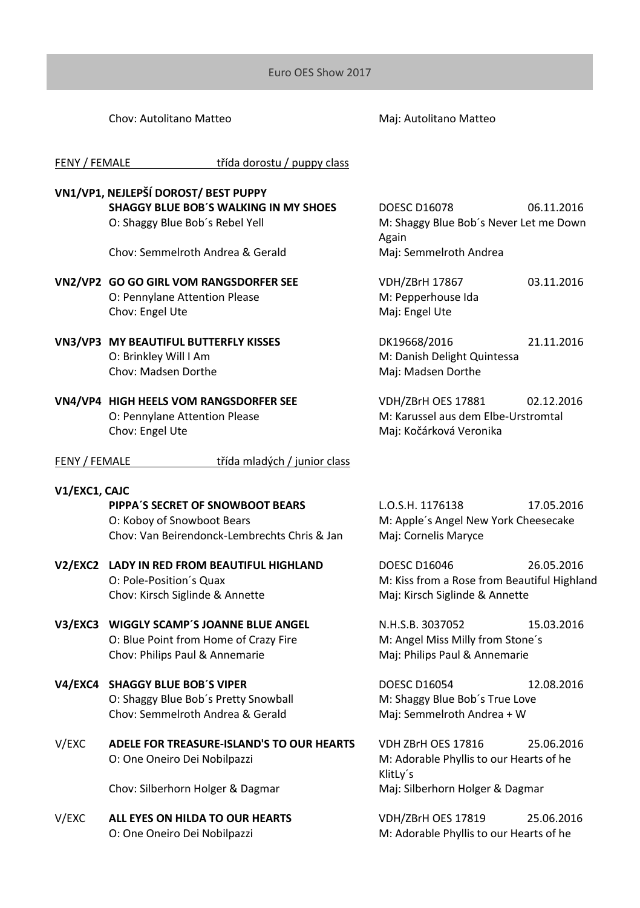Chov: Autolitano Matteo — Maj: Autolitano Matteo

FENY / FEMALE — třída dorostu / puppy class

**VN1/VP1, NEJLEPŠÍ DOROST/ BEST PUPPY**
**SHAGGY BLUE BOB´S WALKING IN MY SHOES** — DOESC D16078 — 06.11.2016
O: Shaggy Blue Bob´s Rebel Yell — M: Shaggy Blue Bob´s Never Let me Down Again
Chov: Semmelroth Andrea & Gerald — Maj: Semmelroth Andrea

**VN2/VP2 GO GO GIRL VOM RANGSDORFER SEE** — VDH/ZBrH 17867 — 03.11.2016
O: Pennylane Attention Please — M: Pepperhouse Ida
Chov: Engel Ute — Maj: Engel Ute

**VN3/VP3 MY BEAUTIFUL BUTTERFLY KISSES** — DK19668/2016 — 21.11.2016
O: Brinkley Will I Am — M: Danish Delight Quintessa
Chov: Madsen Dorthe — Maj: Madsen Dorthe

**VN4/VP4 HIGH HEELS VOM RANGSDORFER SEE** — VDH/ZBrH OES 17881 — 02.12.2016
O: Pennylane Attention Please — M: Karussel aus dem Elbe-Urstromtal
Chov: Engel Ute — Maj: Kočárková Veronika

FENY / FEMALE — třída mladých / junior class

**V1/EXC1, CAJC**
**PIPPA´S SECRET OF SNOWBOOT BEARS** — L.O.S.H. 1176138 — 17.05.2016
O: Koboy of Snowboot Bears — M: Apple´s Angel New York Cheesecake
Chov: Van Beirendonck-Lembrechts Chris & Jan — Maj: Cornelis Maryce

**V2/EXC2 LADY IN RED FROM BEAUTIFUL HIGHLAND** — DOESC D16046 — 26.05.2016
O: Pole-Position´s Quax — M: Kiss from a Rose from Beautiful Highland
Chov: Kirsch Siglinde & Annette — Maj: Kirsch Siglinde & Annette

**V3/EXC3 WIGGLY SCAMP´S JOANNE BLUE ANGEL** — N.H.S.B. 3037052 — 15.03.2016
O: Blue Point from Home of Crazy Fire — M: Angel Miss Milly from Stone´s
Chov: Philips Paul & Annemarie — Maj: Philips Paul & Annemarie

**V4/EXC4 SHAGGY BLUE BOB´S VIPER** — DOESC D16054 — 12.08.2016
O: Shaggy Blue Bob´s Pretty Snowball — M: Shaggy Blue Bob´s True Love
Chov: Semmelroth Andrea & Gerald — Maj: Semmelroth Andrea + W

V/EXC **ADELE FOR TREASURE-ISLAND'S TO OUR HEARTS** — VDH ZBrH OES 17816 — 25.06.2016
O: One Oneiro Dei Nobilpazzi — M: Adorable Phyllis to our Hearts of he KlitLy´s
Chov: Silberhorn Holger & Dagmar — Maj: Silberhorn Holger & Dagmar

V/EXC **ALL EYES ON HILDA TO OUR HEARTS** — VDH/ZBrH OES 17819 — 25.06.2016
O: One Oneiro Dei Nobilpazzi — M: Adorable Phyllis to our Hearts of he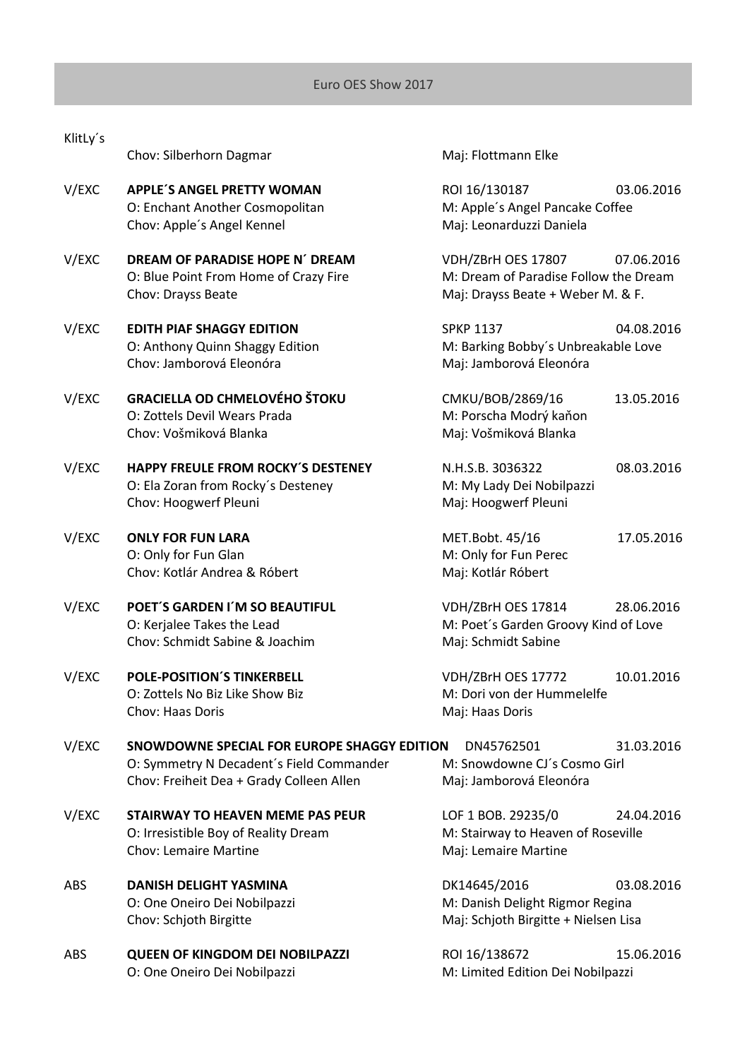Euro OES Show 2017

KlitLy´s

Chov: Silberhorn Dagmar — Maj: Flottmann Elke

V/EXC **APPLE´S ANGEL PRETTY WOMAN** — ROI 16/130187 — 03.06.2016
O: Enchant Another Cosmopolitan — M: Apple´s Angel Pancake Coffee
Chov: Apple´s Angel Kennel — Maj: Leonarduzzi Daniela

V/EXC **DREAM OF PARADISE HOPE N´ DREAM** — VDH/ZBrH OES 17807 — 07.06.2016
O: Blue Point From Home of Crazy Fire — M: Dream of Paradise Follow the Dream
Chov: Drayss Beate — Maj: Drayss Beate + Weber M. & F.

V/EXC **EDITH PIAF SHAGGY EDITION** — SPKP 1137 — 04.08.2016
O: Anthony Quinn Shaggy Edition — M: Barking Bobby´s Unbreakable Love
Chov: Jamborová Eleonóra — Maj: Jamborová Eleonóra

V/EXC **GRACIELLA OD CHMELOVÉHO ŠTOKU** — CMKU/BOB/2869/16 — 13.05.2016
O: Zottels Devil Wears Prada — M: Porscha Modrý kaňon
Chov: Vošmiková Blanka — Maj: Vošmiková Blanka

V/EXC **HAPPY FREULE FROM ROCKY´S DESTENEY** — N.H.S.B. 3036322 — 08.03.2016
O: Ela Zoran from Rocky´s Desteney — M: My Lady Dei Nobilpazzi
Chov: Hoogwerf Pleuni — Maj: Hoogwerf Pleuni

V/EXC **ONLY FOR FUN LARA** — MET.Bobt. 45/16 — 17.05.2016
O: Only for Fun Glan — M: Only for Fun Perec
Chov: Kotlár Andrea & Róbert — Maj: Kotlár Róbert

V/EXC **POET´S GARDEN I´M SO BEAUTIFUL** — VDH/ZBrH OES 17814 — 28.06.2016
O: Kerjalee Takes the Lead — M: Poet´s Garden Groovy Kind of Love
Chov: Schmidt Sabine & Joachim — Maj: Schmidt Sabine

V/EXC **POLE-POSITION´S TINKERBELL** — VDH/ZBrH OES 17772 — 10.01.2016
O: Zottels No Biz Like Show Biz — M: Dori von der Hummelelfe
Chov: Haas Doris — Maj: Haas Doris

V/EXC **SNOWDOWNE SPECIAL FOR EUROPE SHAGGY EDITION** — DN45762501 — 31.03.2016
O: Symmetry N Decadent´s Field Commander — M: Snowdowne CJ´s Cosmo Girl
Chov: Freiheit Dea + Grady Colleen Allen — Maj: Jamborová Eleonóra

V/EXC **STAIRWAY TO HEAVEN MEME PAS PEUR** — LOF 1 BOB. 29235/0 — 24.04.2016
O: Irresistible Boy of Reality Dream — M: Stairway to Heaven of Roseville
Chov: Lemaire Martine — Maj: Lemaire Martine

ABS **DANISH DELIGHT YASMINA** — DK14645/2016 — 03.08.2016
O: One Oneiro Dei Nobilpazzi — M: Danish Delight Rigmor Regina
Chov: Schjoth Birgitte — Maj: Schjoth Birgitte + Nielsen Lisa

ABS **QUEEN OF KINGDOM DEI NOBILPAZZI** — ROI 16/138672 — 15.06.2016
O: One Oneiro Dei Nobilpazzi — M: Limited Edition Dei Nobilpazzi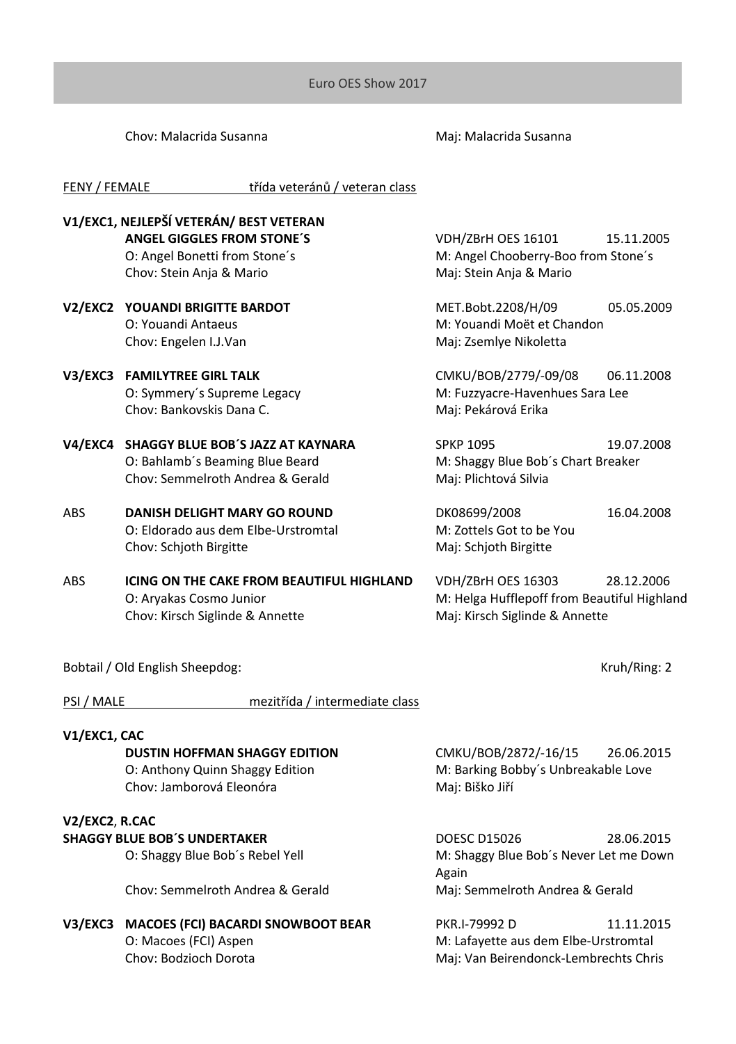Chov: Malacrida Susanna    Maj: Malacrida Susanna

FENY / FEMALE    třída veteránů / veteran class

**V1/EXC1, NEJLEPŠÍ VETERÁN/ BEST VETERAN**
**ANGEL GIGGLES FROM STONE´S**    VDH/ZBrH OES 16101    15.11.2005
O: Angel Bonetti from Stone´s    M: Angel Chooberry-Boo from Stone´s
Chov: Stein Anja & Mario    Maj: Stein Anja & Mario

**V2/EXC2    YOUANDI BRIGITTE BARDOT**    MET.Bobt.2208/H/09    05.05.2009
O: Youandi Antaeus    M: Youandi Moët et Chandon
Chov: Engelen I.J.Van    Maj: Zsemlye Nikoletta

**V3/EXC3    FAMILYTREE GIRL TALK**    CMKU/BOB/2779/-09/08    06.11.2008
O: Symmery´s Supreme Legacy    M: Fuzzyacre-Havenhues Sara Lee
Chov: Bankovskis Dana C.    Maj: Pekárová Erika

**V4/EXC4    SHAGGY BLUE BOB´S JAZZ AT KAYNARA**    SPKP 1095    19.07.2008
O: Bahlamb´s Beaming Blue Beard    M: Shaggy Blue Bob´s Chart Breaker
Chov: Semmelroth Andrea & Gerald    Maj: Plichtová Silvia

ABS    **DANISH DELIGHT MARY GO ROUND**    DK08699/2008    16.04.2008
O: Eldorado aus dem Elbe-Urstromtal    M: Zottels Got to be You
Chov: Schjoth Birgitte    Maj: Schjoth Birgitte

ABS    **ICING ON THE CAKE FROM BEAUTIFUL HIGHLAND**    VDH/ZBrH OES 16303    28.12.2006
O: Aryakas Cosmo Junior    M: Helga Hufflepoff from Beautiful Highland
Chov: Kirsch Siglinde & Annette    Maj: Kirsch Siglinde & Annette

Bobtail / Old English Sheepdog:    Kruh/Ring: 2

PSI / MALE    mezitřída / intermediate class

**V1/EXC1, CAC**
**DUSTIN HOFFMAN SHAGGY EDITION**    CMKU/BOB/2872/-16/15    26.06.2015
O: Anthony Quinn Shaggy Edition    M: Barking Bobby´s Unbreakable Love
Chov: Jamborová Eleonóra    Maj: Biško Jiří

**V2/EXC2, R.CAC**
**SHAGGY BLUE BOB´S UNDERTAKER**    DOESC D15026    28.06.2015
O: Shaggy Blue Bob´s Rebel Yell    M: Shaggy Blue Bob´s Never Let me Down Again
Chov: Semmelroth Andrea & Gerald    Maj: Semmelroth Andrea & Gerald

**V3/EXC3    MACOES (FCI) BACARDI SNOWBOOT BEAR**    PKR.I-79992 D    11.11.2015
O: Macoes (FCI) Aspen    M: Lafayette aus dem Elbe-Urstromtal
Chov: Bodzioch Dorota    Maj: Van Beirendonck-Lembrechts Chris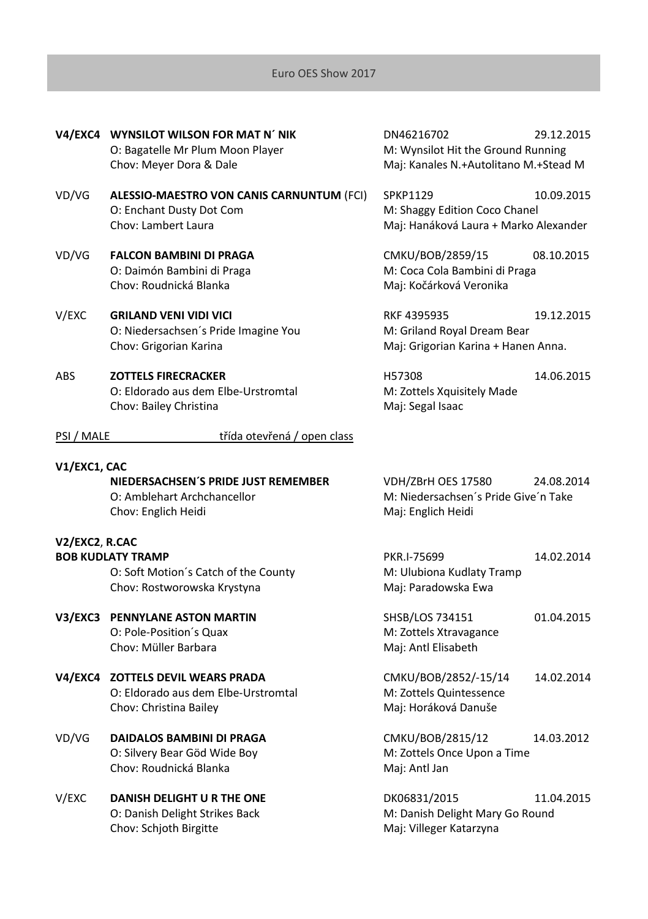Euro OES Show 2017

**V4/EXC4** **WYNSILOT WILSON FOR MAT N´ NIK** DN46216702 29.12.2015
O: Bagatelle Mr Plum Moon Player M: Wynsilot Hit the Ground Running
Chov: Meyer Dora & Dale Maj: Kanales N.+Autolitano M.+Stead M

VD/VG **ALESSIO-MAESTRO VON CANIS CARNUNTUM** (FCI) SPKP1129 10.09.2015
O: Enchant Dusty Dot Com M: Shaggy Edition Coco Chanel
Chov: Lambert Laura Maj: Hanáková Laura + Marko Alexander

VD/VG **FALCON BAMBINI DI PRAGA** CMKU/BOB/2859/15 08.10.2015
O: Daimón Bambini di Praga M: Coca Cola Bambini di Praga
Chov: Roudnická Blanka Maj: Kočárková Veronika

V/EXC **GRILAND VENI VIDI VICI** RKF 4395935 19.12.2015
O: Niedersachsen´s Pride Imagine You M: Griland Royal Dream Bear
Chov: Grigorian Karina Maj: Grigorian Karina + Hanen Anna.

ABS **ZOTTELS FIRECRACKER** H57308 14.06.2015
O: Eldorado aus dem Elbe-Urstromtal M: Zottels Xquisitely Made
Chov: Bailey Christina Maj: Segal Isaac

PSI / MALE třída otevřená / open class

**V1/EXC1, CAC**
**NIEDERSACHSEN´S PRIDE JUST REMEMBER** VDH/ZBrH OES 17580 24.08.2014
O: Amblehart Archchancellor M: Niedersachsen´s Pride Give´n Take
Chov: Englich Heidi Maj: Englich Heidi

**V2/EXC2**, **R.CAC**
**BOB KUDLATY TRAMP** PKR.I-75699 14.02.2014
O: Soft Motion´s Catch of the County M: Ulubiona Kudlaty Tramp
Chov: Rostworowska Krystyna Maj: Paradowska Ewa

**V3/EXC3** **PENNYLANE ASTON MARTIN** SHSB/LOS 734151 01.04.2015
O: Pole-Position´s Quax M: Zottels Xtravagance
Chov: Müller Barbara Maj: Antl Elisabeth

**V4/EXC4** **ZOTTELS DEVIL WEARS PRADA** CMKU/BOB/2852/-15/14 14.02.2014
O: Eldorado aus dem Elbe-Urstromtal M: Zottels Quintessence
Chov: Christina Bailey Maj: Horáková Danuše

VD/VG **DAIDALOS BAMBINI DI PRAGA** CMKU/BOB/2815/12 14.03.2012
O: Silvery Bear Göd Wide Boy M: Zottels Once Upon a Time
Chov: Roudnická Blanka Maj: Antl Jan

V/EXC **DANISH DELIGHT U R THE ONE** DK06831/2015 11.04.2015
O: Danish Delight Strikes Back M: Danish Delight Mary Go Round
Chov: Schjoth Birgitte Maj: Villeger Katarzyna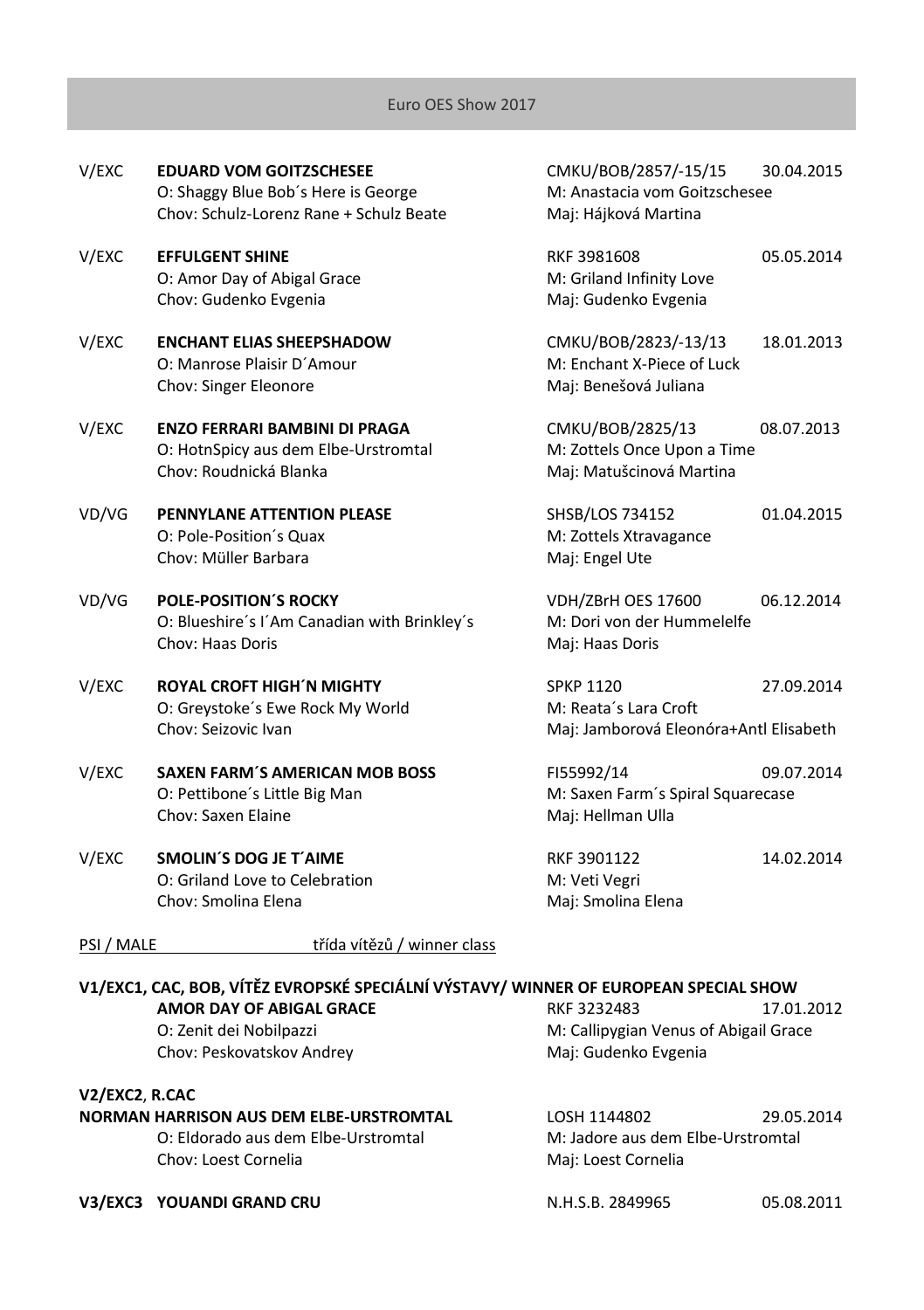V/EXC **EDUARD VOM GOITZSCHESEE** CMKU/BOB/2857/-15/15 30.04.2015
O: Shaggy Blue Bob´s Here is George M: Anastacia vom Goitzschesee
Chov: Schulz-Lorenz Rane + Schulz Beate Maj: Hájková Martina

V/EXC **EFFULGENT SHINE** RKF 3981608 05.05.2014
O: Amor Day of Abigal Grace M: Griland Infinity Love
Chov: Gudenko Evgenia Maj: Gudenko Evgenia

V/EXC **ENCHANT ELIAS SHEEPSHADOW** CMKU/BOB/2823/-13/13 18.01.2013
O: Manrose Plaisir D´Amour M: Enchant X-Piece of Luck
Chov: Singer Eleonore Maj: Benešová Juliana

V/EXC **ENZO FERRARI BAMBINI DI PRAGA** CMKU/BOB/2825/13 08.07.2013
O: HotnSpicy aus dem Elbe-Urstromtal M: Zottels Once Upon a Time
Chov: Roudnická Blanka Maj: Matušcinová Martina

VD/VG **PENNYLANE ATTENTION PLEASE** SHSB/LOS 734152 01.04.2015
O: Pole-Position´s Quax M: Zottels Xtravagance
Chov: Müller Barbara Maj: Engel Ute

VD/VG **POLE-POSITION´S ROCKY** VDH/ZBrH OES 17600 06.12.2014
O: Blueshire´s I´Am Canadian with Brinkley´s M: Dori von der Hummelelfe
Chov: Haas Doris Maj: Haas Doris

V/EXC **ROYAL CROFT HIGH´N MIGHTY** SPKP 1120 27.09.2014
O: Greystoke´s Ewe Rock My World M: Reata´s Lara Croft
Chov: Seizovic Ivan Maj: Jamborová Eleonóra+Antl Elisabeth

V/EXC **SAXEN FARM´S AMERICAN MOB BOSS** FI55992/14 09.07.2014
O: Pettibone´s Little Big Man M: Saxen Farm´s Spiral Squarecase
Chov: Saxen Elaine Maj: Hellman Ulla

V/EXC **SMOLIN´S DOG JE T´AIME** RKF 3901122 14.02.2014
O: Griland Love to Celebration M: Veti Vegri
Chov: Smolina Elena Maj: Smolina Elena

PSI / MALE třída vítězů / winner class

**V1/EXC1, CAC, BOB, VÍTĚZ EVROPSKÉ SPECIÁLNÍ VÝSTAVY/ WINNER OF EUROPEAN SPECIAL SHOW**
**AMOR DAY OF ABIGAL GRACE** RKF 3232483 17.01.2012
O: Zenit dei Nobilpazzi M: Callipygian Venus of Abigail Grace
Chov: Peskovatskov Andrey Maj: Gudenko Evgenia

**V2/EXC2, R.CAC**
**NORMAN HARRISON AUS DEM ELBE-URSTROMTAL** LOSH 1144802 29.05.2014
O: Eldorado aus dem Elbe-Urstromtal M: Jadore aus dem Elbe-Urstromtal
Chov: Loest Cornelia Maj: Loest Cornelia

**V3/EXC3 YOUANDI GRAND CRU** N.H.S.B. 2849965 05.08.2011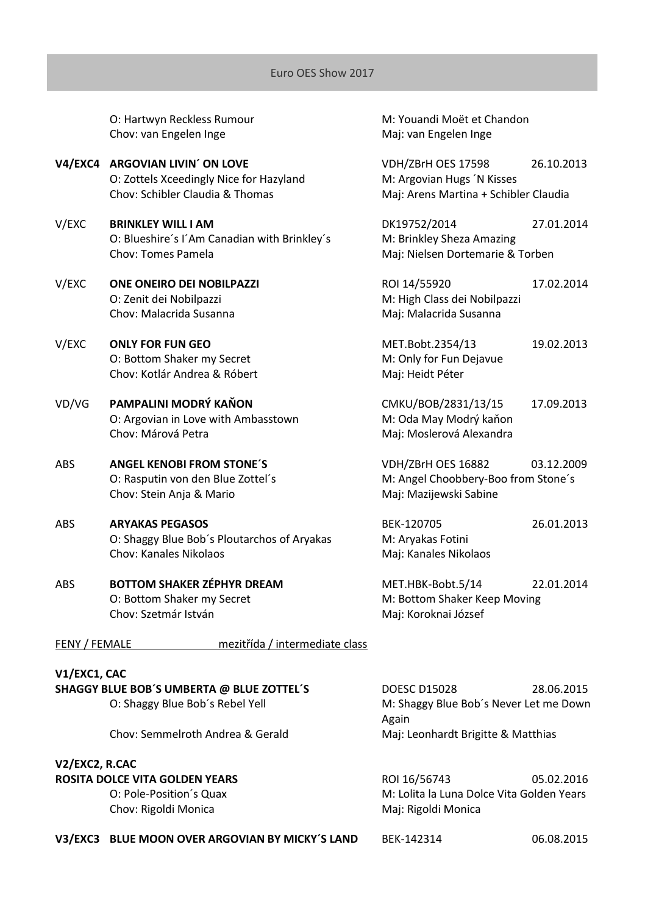O: Hartwyn Reckless Rumour — M: Youandi Moët et Chandon
Chov: van Engelen Inge — Maj: van Engelen Inge

**V4/EXC4** **ARGOVIAN LIVIN´ ON LOVE** — VDH/ZBrH OES 17598 — 26.10.2013
O: Zottels Xceedingly Nice for Hazyland — M: Argovian Hugs ´N Kisses
Chov: Schibler Claudia & Thomas — Maj: Arens Martina + Schibler Claudia

V/EXC **BRINKLEY WILL I AM** — DK19752/2014 — 27.01.2014
O: Blueshire´s I´Am Canadian with Brinkley´s — M: Brinkley Sheza Amazing
Chov: Tomes Pamela — Maj: Nielsen Dortemarie & Torben

V/EXC **ONE ONEIRO DEI NOBILPAZZI** — ROI 14/55920 — 17.02.2014
O: Zenit dei Nobilpazzi — M: High Class dei Nobilpazzi
Chov: Malacrida Susanna — Maj: Malacrida Susanna

V/EXC **ONLY FOR FUN GEO** — MET.Bobt.2354/13 — 19.02.2013
O: Bottom Shaker my Secret — M: Only for Fun Dejavue
Chov: Kotlár Andrea & Róbert — Maj: Heidt Péter

VD/VG **PAMPALINI MODRÝ KAŇON** — CMKU/BOB/2831/13/15 — 17.09.2013
O: Argovian in Love with Ambasstown — M: Oda May Modrý kaňon
Chov: Márová Petra — Maj: Moslerová Alexandra

ABS **ANGEL KENOBI FROM STONE´S** — VDH/ZBrH OES 16882 — 03.12.2009
O: Rasputin von den Blue Zottel´s — M: Angel Choobbery-Boo from Stone´s
Chov: Stein Anja & Mario — Maj: Mazijewski Sabine

ABS **ARYAKAS PEGASOS** — BEK-120705 — 26.01.2013
O: Shaggy Blue Bob´s Ploutarchos of Aryakas — M: Aryakas Fotini
Chov: Kanales Nikolaos — Maj: Kanales Nikolaos

ABS **BOTTOM SHAKER ZÉPHYR DREAM** — MET.HBK-Bobt.5/14 — 22.01.2014
O: Bottom Shaker my Secret — M: Bottom Shaker Keep Moving
Chov: Szetmár István — Maj: Koroknai József

FENY / FEMALE — mezitřída / intermediate class

**V1/EXC1, CAC**
**SHAGGY BLUE BOB´S UMBERTA @ BLUE ZOTTEL´S** — DOESC D15028 — 28.06.2015
O: Shaggy Blue Bob´s Rebel Yell — M: Shaggy Blue Bob´s Never Let me Down Again
Chov: Semmelroth Andrea & Gerald — Maj: Leonhardt Brigitte & Matthias

**V2/EXC2, R.CAC**
**ROSITA DOLCE VITA GOLDEN YEARS** — ROI 16/56743 — 05.02.2016
O: Pole-Position´s Quax — M: Lolita la Luna Dolce Vita Golden Years
Chov: Rigoldi Monica — Maj: Rigoldi Monica

**V3/EXC3** **BLUE MOON OVER ARGOVIAN BY MICKY´S LAND** — BEK-142314 — 06.08.2015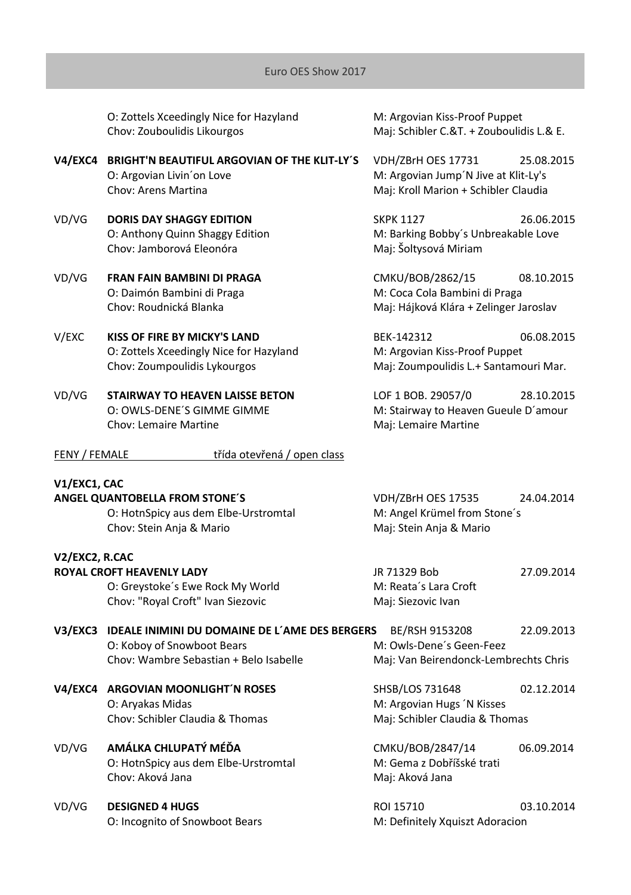O: Zottels Xceedingly Nice for Hazyland — M: Argovian Kiss-Proof Puppet
Chov: Zouboulidis Likourgos — Maj: Schibler C.&T. + Zouboulidis L.& E.

**V4/EXC4** **BRIGHT'N BEAUTIFUL ARGOVIAN OF THE KLIT-LY´S** — VDH/ZBrH OES 17731 — 25.08.2015
O: Argovian Livin´on Love — M: Argovian Jump´N Jive at Klit-Ly's
Chov: Arens Martina — Maj: Kroll Marion + Schibler Claudia

VD/VG **DORIS DAY SHAGGY EDITION** — SKPK 1127 — 26.06.2015
O: Anthony Quinn Shaggy Edition — M: Barking Bobby´s Unbreakable Love
Chov: Jamborová Eleonóra — Maj: Šoltysová Miriam

VD/VG **FRAN FAIN BAMBINI DI PRAGA** — CMKU/BOB/2862/15 — 08.10.2015
O: Daimón Bambini di Praga — M: Coca Cola Bambini di Praga
Chov: Roudnická Blanka — Maj: Hájková Klára + Zelinger Jaroslav

V/EXC **KISS OF FIRE BY MICKY'S LAND** — BEK-142312 — 06.08.2015
O: Zottels Xceedingly Nice for Hazyland — M: Argovian Kiss-Proof Puppet
Chov: Zoumpoulidis Lykourgos — Maj: Zoumpoulidis L.+ Santamouri Mar.

VD/VG **STAIRWAY TO HEAVEN LAISSE BETON** — LOF 1 BOB. 29057/0 — 28.10.2015
O: OWLS-DENE´S GIMME GIMME — M: Stairway to Heaven Gueule D´amour
Chov: Lemaire Martine — Maj: Lemaire Martine

FENY / FEMALE — třída otevřená / open class

**V1/EXC1, CAC**
**ANGEL QUANTOBELLA FROM STONE´S** — VDH/ZBrH OES 17535 — 24.04.2014
O: HotnSpicy aus dem Elbe-Urstromtal — M: Angel Krümel from Stone´s
Chov: Stein Anja & Mario — Maj: Stein Anja & Mario

**V2/EXC2, R.CAC**
**ROYAL CROFT HEAVENLY LADY** — JR 71329 Bob — 27.09.2014
O: Greystoke´s Ewe Rock My World — M: Reata´s Lara Croft
Chov: "Royal Croft" Ivan Siezovic — Maj: Siezovic Ivan

**V3/EXC3** **IDEALE INIMINI DU DOMAINE DE L´AME DES BERGERS** — BE/RSH 9153208 — 22.09.2013
O: Koboy of Snowboot Bears — M: Owls-Dene´s Geen-Feez
Chov: Wambre Sebastian + Belo Isabelle — Maj: Van Beirendonck-Lembrechts Chris

**V4/EXC4** **ARGOVIAN MOONLIGHT´N ROSES** — SHSB/LOS 731648 — 02.12.2014
O: Aryakas Midas — M: Argovian Hugs ´N Kisses
Chov: Schibler Claudia & Thomas — Maj: Schibler Claudia & Thomas

VD/VG **AMÁLKA CHLUPATÝ MÉĎA** — CMKU/BOB/2847/14 — 06.09.2014
O: HotnSpicy aus dem Elbe-Urstromtal — M: Gema z Dobříšské trati
Chov: Aková Jana — Maj: Aková Jana

VD/VG **DESIGNED 4 HUGS** — ROI 15710 — 03.10.2014
O: Incognito of Snowboot Bears — M: Definitely Xquiszt Adoracion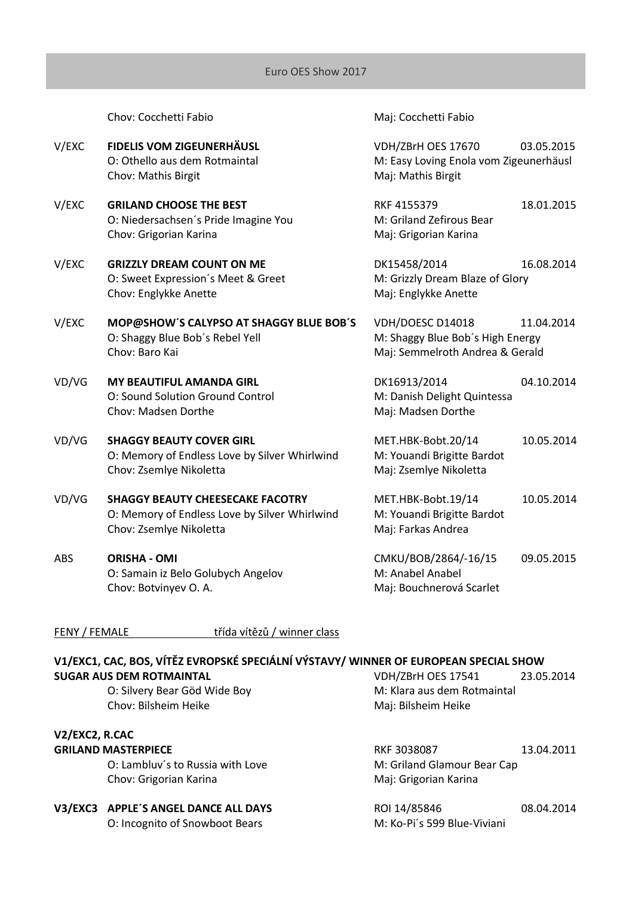Chov: Cocchetti Fabio    Maj: Cocchetti Fabio

V/EXC **FIDELIS VOM ZIGEUNERHÄUSL**    VDH/ZBrH OES 17670    03.05.2015
O: Othello aus dem Rotmaintal    M: Easy Loving Enola vom Zigeunerhäusl
Chov: Mathis Birgit    Maj: Mathis Birgit

V/EXC **GRILAND CHOOSE THE BEST**    RKF 4155379    18.01.2015
O: Niedersachsen´s Pride Imagine You    M: Griland Zefirous Bear
Chov: Grigorian Karina    Maj: Grigorian Karina

V/EXC **GRIZZLY DREAM COUNT ON ME**    DK15458/2014    16.08.2014
O: Sweet Expression´s Meet & Greet    M: Grizzly Dream Blaze of Glory
Chov: Englykke Anette    Maj: Englykke Anette

V/EXC **MOP@SHOW´S CALYPSO AT SHAGGY BLUE BOB´S**    VDH/DOESC D14018    11.04.2014
O: Shaggy Blue Bob´s Rebel Yell    M: Shaggy Blue Bob´s High Energy
Chov: Baro Kai    Maj: Semmelroth Andrea & Gerald

VD/VG **MY BEAUTIFUL AMANDA GIRL**    DK16913/2014    04.10.2014
O: Sound Solution Ground Control    M: Danish Delight Quintessa
Chov: Madsen Dorthe    Maj: Madsen Dorthe

VD/VG **SHAGGY BEAUTY COVER GIRL**    MET.HBK-Bobt.20/14    10.05.2014
O: Memory of Endless Love by Silver Whirlwind    M: Youandi Brigitte Bardot
Chov: Zsemlye Nikoletta    Maj: Zsemlye Nikoletta

VD/VG **SHAGGY BEAUTY CHEESECAKE FACOTRY**    MET.HBK-Bobt.19/14    10.05.2014
O: Memory of Endless Love by Silver Whirlwind    M: Youandi Brigitte Bardot
Chov: Zsemlye Nikoletta    Maj: Farkas Andrea

ABS **ORISHA - OMI**    CMKU/BOB/2864/-16/15    09.05.2015
O: Samain iz Belo Golubych Angelov    M: Anabel Anabel
Chov: Botvinyev O. A.    Maj: Bouchnerová Scarlet

FENY / FEMALE    třída vítězů / winner class

**V1/EXC1, CAC, BOS, VÍTĚZ EVROPSKÉ SPECIÁLNÍ VÝSTAVY/ WINNER OF EUROPEAN SPECIAL SHOW**
**SUGAR AUS DEM ROTMAINTAL**    VDH/ZBrH OES 17541    23.05.2014
O: Silvery Bear Göd Wide Boy    M: Klara aus dem Rotmaintal
Chov: Bilsheim Heike    Maj: Bilsheim Heike

**V2/EXC2, R.CAC**
**GRILAND MASTERPIECE**    RKF 3038087    13.04.2011
O: Lambluv´s to Russia with Love    M: Griland Glamour Bear Cap
Chov: Grigorian Karina    Maj: Grigorian Karina

**V3/EXC3 APPLE´S ANGEL DANCE ALL DAYS**    ROI 14/85846    08.04.2014
O: Incognito of Snowboot Bears    M: Ko-Pi´s 599 Blue-Viviani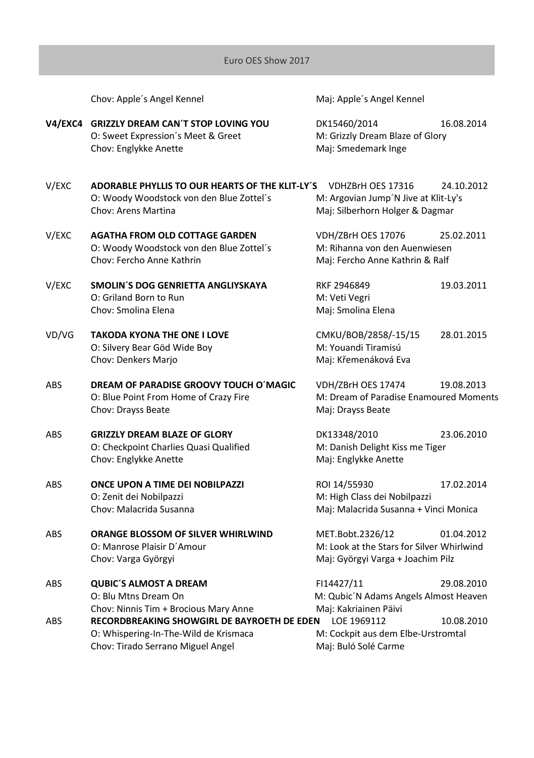Chov: Apple´s Angel Kennel    Maj: Apple´s Angel Kennel

**V4/EXC4** **GRIZZLY DREAM CAN´T STOP LOVING YOU** DK15460/2014 16.08.2014
O: Sweet Expression´s Meet & Greet    M: Grizzly Dream Blaze of Glory
Chov: Englykke Anette    Maj: Smedemark Inge

V/EXC **ADORABLE PHYLLIS TO OUR HEARTS OF THE KLIT-LY´S** VDHZBrH OES 17316 24.10.2012
O: Woody Woodstock von den Blue Zottel´s    M: Argovian Jump´N Jive at Klit-Ly's
Chov: Arens Martina    Maj: Silberhorn Holger & Dagmar

V/EXC **AGATHA FROM OLD COTTAGE GARDEN** VDH/ZBrH OES 17076 25.02.2011
O: Woody Woodstock von den Blue Zottel´s    M: Rihanna von den Auenwiesen
Chov: Fercho Anne Kathrin    Maj: Fercho Anne Kathrin & Ralf

V/EXC **SMOLIN´S DOG GENRIETTA ANGLIYSKAYA** RKF 2946849 19.03.2011
O: Griland Born to Run    M: Veti Vegri
Chov: Smolina Elena    Maj: Smolina Elena

VD/VG **TAKODA KYONA THE ONE I LOVE** CMKU/BOB/2858/-15/15 28.01.2015
O: Silvery Bear Göd Wide Boy    M: Youandi Tiramisú
Chov: Denkers Marjo    Maj: Křemenáková Eva

ABS **DREAM OF PARADISE GROOVY TOUCH O´MAGIC** VDH/ZBrH OES 17474 19.08.2013
O: Blue Point From Home of Crazy Fire    M: Dream of Paradise Enamoured Moments
Chov: Drayss Beate    Maj: Drayss Beate

ABS **GRIZZLY DREAM BLAZE OF GLORY** DK13348/2010 23.06.2010
O: Checkpoint Charlies Quasi Qualified    M: Danish Delight Kiss me Tiger
Chov: Englykke Anette    Maj: Englykke Anette

ABS **ONCE UPON A TIME DEI NOBILPAZZI** ROI 14/55930 17.02.2014
O: Zenit dei Nobilpazzi    M: High Class dei Nobilpazzi
Chov: Malacrida Susanna    Maj: Malacrida Susanna + Vinci Monica

ABS **ORANGE BLOSSOM OF SILVER WHIRLWIND** MET.Bobt.2326/12 01.04.2012
O: Manrose Plaisir D´Amour    M: Look at the Stars for Silver Whirlwind
Chov: Varga Györgyi    Maj: Györgyi Varga + Joachim Pilz

ABS **QUBIC´S ALMOST A DREAM** FI14427/11 29.08.2010
O: Blu Mtns Dream On    M: Qubic´N Adams Angels Almost Heaven
Chov: Ninnis Tim + Brocious Mary Anne    Maj: Kakriainen Päivi

ABS **RECORDBREAKING SHOWGIRL DE BAYROETH DE EDEN** LOE 1969112 10.08.2010
O: Whispering-In-The-Wild de Krismaca    M: Cockpit aus dem Elbe-Urstromtal
Chov: Tirado Serrano Miguel Angel    Maj: Buló Solé Carme